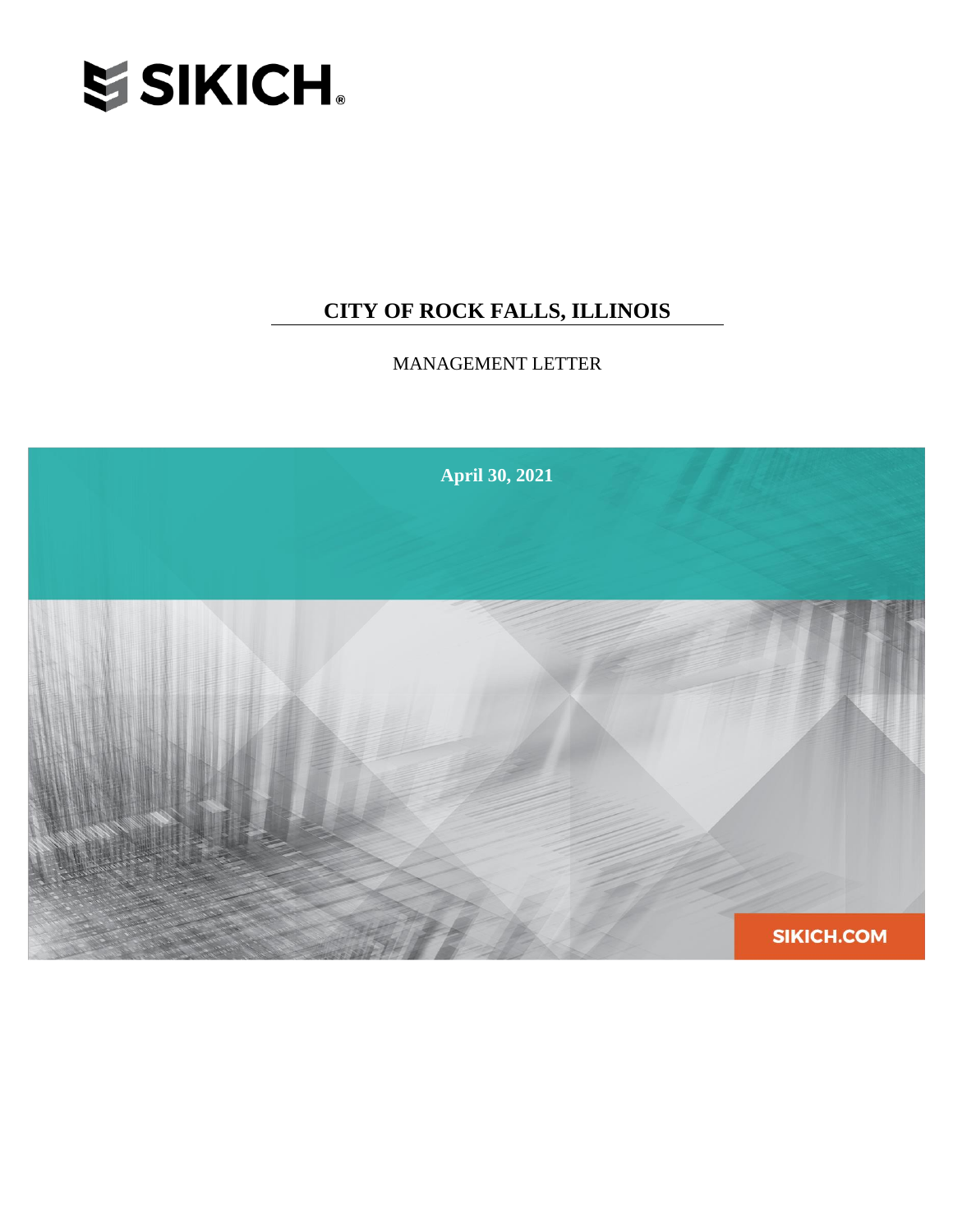SIKICH.

# CITY OF ROCK FALLS, ILLINOIS

MANAGEMENT LETTER

**April 30, 2021**

SIKICH.COM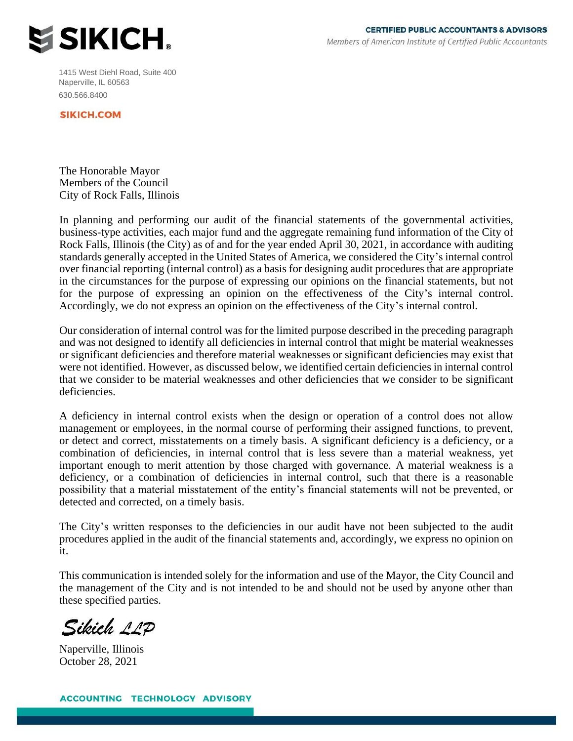**SIKICH.**

**CERTIFIED PUBLIC ACCOUNTANTS & ADVISORS**
*Members of American Institute of Certified Public Accountants*

1415 West Diehl Road, Suite 400
Naperville, IL 60563
630.566.8400

**SIKICH.COM**

The Honorable Mayor
Members of the Council
City of Rock Falls, Illinois

In planning and performing our audit of the financial statements of the governmental activities, business-type activities, each major fund and the aggregate remaining fund information of the City of Rock Falls, Illinois (the City) as of and for the year ended April 30, 2021, in accordance with auditing standards generally accepted in the United States of America, we considered the City's internal control over financial reporting (internal control) as a basis for designing audit procedures that are appropriate in the circumstances for the purpose of expressing our opinions on the financial statements, but not for the purpose of expressing an opinion on the effectiveness of the City's internal control. Accordingly, we do not express an opinion on the effectiveness of the City's internal control.

Our consideration of internal control was for the limited purpose described in the preceding paragraph and was not designed to identify all deficiencies in internal control that might be material weaknesses or significant deficiencies and therefore material weaknesses or significant deficiencies may exist that were not identified. However, as discussed below, we identified certain deficiencies in internal control that we consider to be material weaknesses and other deficiencies that we consider to be significant deficiencies.

A deficiency in internal control exists when the design or operation of a control does not allow management or employees, in the normal course of performing their assigned functions, to prevent, or detect and correct, misstatements on a timely basis. A significant deficiency is a deficiency, or a combination of deficiencies, in internal control that is less severe than a material weakness, yet important enough to merit attention by those charged with governance. A material weakness is a deficiency, or a combination of deficiencies in internal control, such that there is a reasonable possibility that a material misstatement of the entity's financial statements will not be prevented, or detected and corrected, on a timely basis.

The City's written responses to the deficiencies in our audit have not been subjected to the audit procedures applied in the audit of the financial statements and, accordingly, we express no opinion on it.

This communication is intended solely for the information and use of the Mayor, the City Council and the management of the City and is not intended to be and should not be used by anyone other than these specified parties.

*Sikich LLP*

Naperville, Illinois
October 28, 2021

**ACCOUNTING TECHNOLOGY ADVISORY**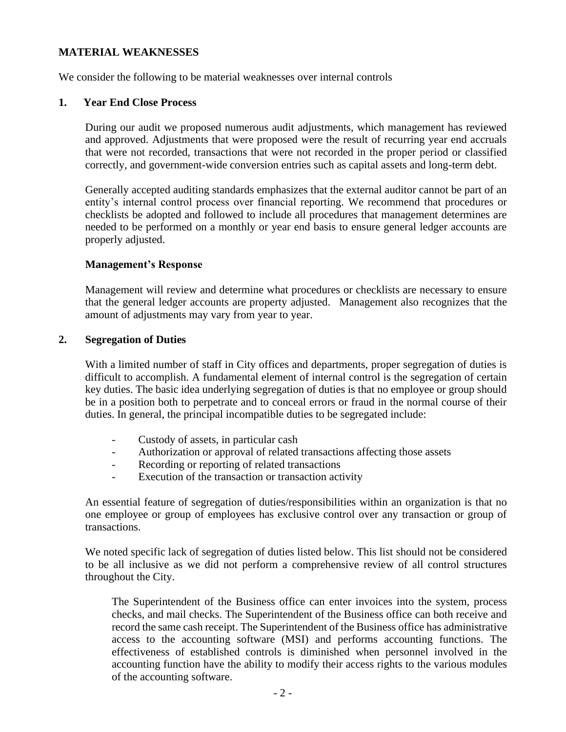**MATERIAL WEAKNESSES**

We consider the following to be material weaknesses over internal controls

**1. Year End Close Process**

During our audit we proposed numerous audit adjustments, which management has reviewed and approved. Adjustments that were proposed were the result of recurring year end accruals that were not recorded, transactions that were not recorded in the proper period or classified correctly, and government-wide conversion entries such as capital assets and long-term debt.

Generally accepted auditing standards emphasizes that the external auditor cannot be part of an entity's internal control process over financial reporting. We recommend that procedures or checklists be adopted and followed to include all procedures that management determines are needed to be performed on a monthly or year end basis to ensure general ledger accounts are properly adjusted.

**Management's Response**

Management will review and determine what procedures or checklists are necessary to ensure that the general ledger accounts are property adjusted. Management also recognizes that the amount of adjustments may vary from year to year.

**2. Segregation of Duties**

With a limited number of staff in City offices and departments, proper segregation of duties is difficult to accomplish. A fundamental element of internal control is the segregation of certain key duties. The basic idea underlying segregation of duties is that no employee or group should be in a position both to perpetrate and to conceal errors or fraud in the normal course of their duties. In general, the principal incompatible duties to be segregated include:

- Custody of assets, in particular cash
- Authorization or approval of related transactions affecting those assets
- Recording or reporting of related transactions
- Execution of the transaction or transaction activity

An essential feature of segregation of duties/responsibilities within an organization is that no one employee or group of employees has exclusive control over any transaction or group of transactions.

We noted specific lack of segregation of duties listed below. This list should not be considered to be all inclusive as we did not perform a comprehensive review of all control structures throughout the City.

The Superintendent of the Business office can enter invoices into the system, process checks, and mail checks. The Superintendent of the Business office can both receive and record the same cash receipt. The Superintendent of the Business office has administrative access to the accounting software (MSI) and performs accounting functions. The effectiveness of established controls is diminished when personnel involved in the accounting function have the ability to modify their access rights to the various modules of the accounting software.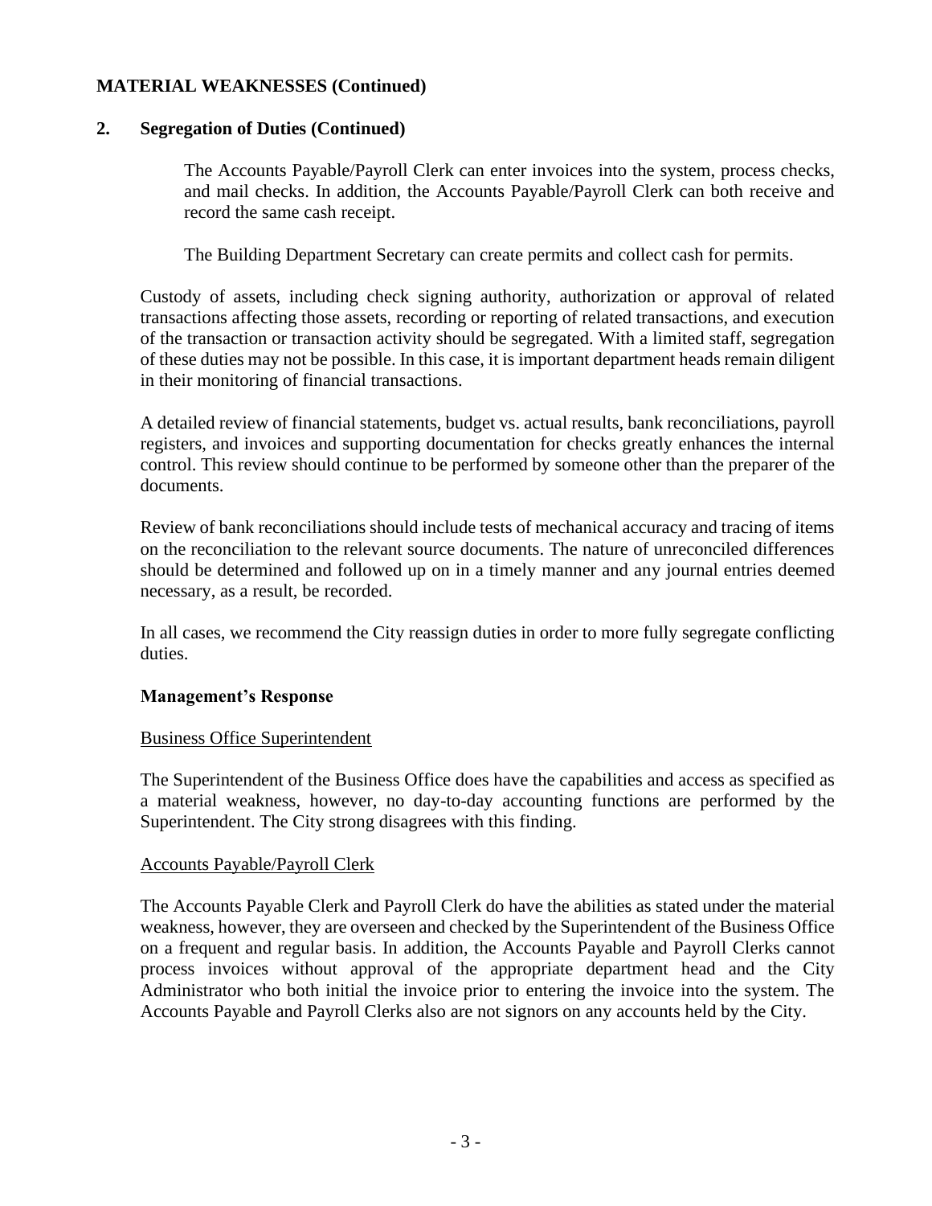**MATERIAL WEAKNESSES (Continued)**

**2. Segregation of Duties (Continued)**

The Accounts Payable/Payroll Clerk can enter invoices into the system, process checks, and mail checks. In addition, the Accounts Payable/Payroll Clerk can both receive and record the same cash receipt.

The Building Department Secretary can create permits and collect cash for permits.

Custody of assets, including check signing authority, authorization or approval of related transactions affecting those assets, recording or reporting of related transactions, and execution of the transaction or transaction activity should be segregated. With a limited staff, segregation of these duties may not be possible. In this case, it is important department heads remain diligent in their monitoring of financial transactions.

A detailed review of financial statements, budget vs. actual results, bank reconciliations, payroll registers, and invoices and supporting documentation for checks greatly enhances the internal control. This review should continue to be performed by someone other than the preparer of the documents.

Review of bank reconciliations should include tests of mechanical accuracy and tracing of items on the reconciliation to the relevant source documents. The nature of unreconciled differences should be determined and followed up on in a timely manner and any journal entries deemed necessary, as a result, be recorded.

In all cases, we recommend the City reassign duties in order to more fully segregate conflicting duties.

**Management's Response**

Business Office Superintendent

The Superintendent of the Business Office does have the capabilities and access as specified as a material weakness, however, no day-to-day accounting functions are performed by the Superintendent. The City strong disagrees with this finding.

Accounts Payable/Payroll Clerk

The Accounts Payable Clerk and Payroll Clerk do have the abilities as stated under the material weakness, however, they are overseen and checked by the Superintendent of the Business Office on a frequent and regular basis. In addition, the Accounts Payable and Payroll Clerks cannot process invoices without approval of the appropriate department head and the City Administrator who both initial the invoice prior to entering the invoice into the system. The Accounts Payable and Payroll Clerks also are not signors on any accounts held by the City.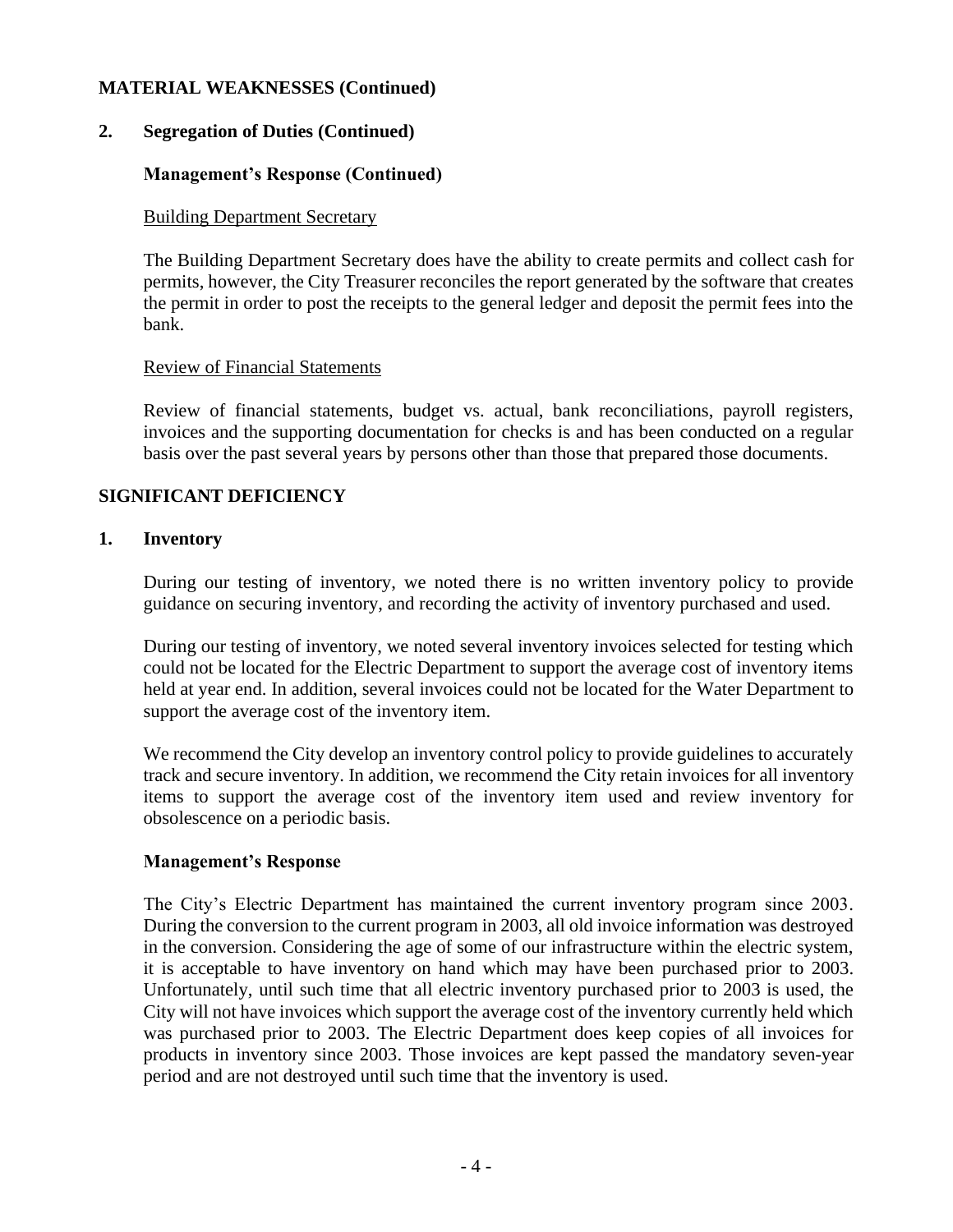## MATERIAL WEAKNESSES (Continued)

### 2. Segregation of Duties (Continued)

#### Management's Response (Continued)

Building Department Secretary

The Building Department Secretary does have the ability to create permits and collect cash for permits, however, the City Treasurer reconciles the report generated by the software that creates the permit in order to post the receipts to the general ledger and deposit the permit fees into the bank.

Review of Financial Statements

Review of financial statements, budget vs. actual, bank reconciliations, payroll registers, invoices and the supporting documentation for checks is and has been conducted on a regular basis over the past several years by persons other than those that prepared those documents.

## SIGNIFICANT DEFICIENCY

### 1. Inventory

During our testing of inventory, we noted there is no written inventory policy to provide guidance on securing inventory, and recording the activity of inventory purchased and used.

During our testing of inventory, we noted several inventory invoices selected for testing which could not be located for the Electric Department to support the average cost of inventory items held at year end. In addition, several invoices could not be located for the Water Department to support the average cost of the inventory item.

We recommend the City develop an inventory control policy to provide guidelines to accurately track and secure inventory. In addition, we recommend the City retain invoices for all inventory items to support the average cost of the inventory item used and review inventory for obsolescence on a periodic basis.

#### Management's Response

The City's Electric Department has maintained the current inventory program since 2003. During the conversion to the current program in 2003, all old invoice information was destroyed in the conversion. Considering the age of some of our infrastructure within the electric system, it is acceptable to have inventory on hand which may have been purchased prior to 2003. Unfortunately, until such time that all electric inventory purchased prior to 2003 is used, the City will not have invoices which support the average cost of the inventory currently held which was purchased prior to 2003. The Electric Department does keep copies of all invoices for products in inventory since 2003. Those invoices are kept passed the mandatory seven-year period and are not destroyed until such time that the inventory is used.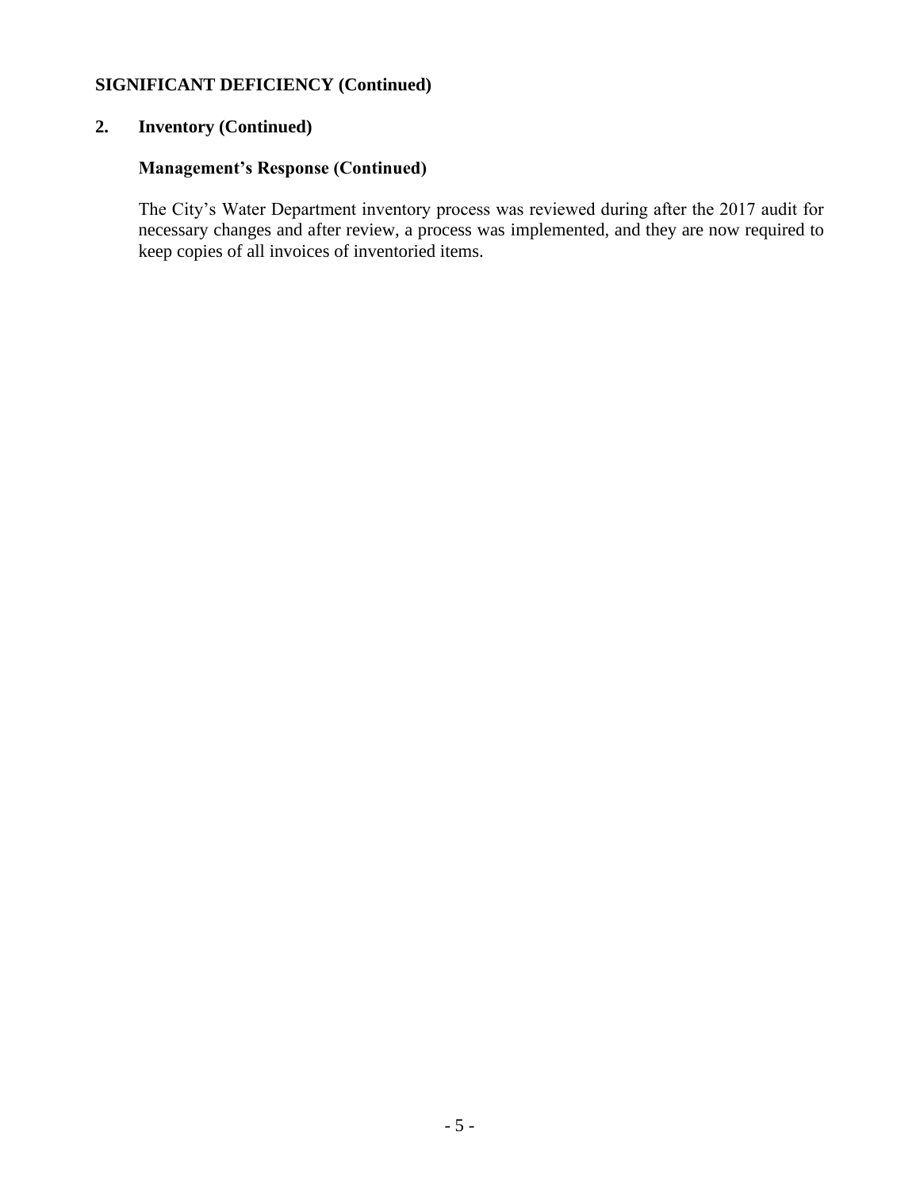**SIGNIFICANT DEFICIENCY (Continued)**

**2. Inventory (Continued)**

**Management's Response (Continued)**

The City's Water Department inventory process was reviewed during after the 2017 audit for necessary changes and after review, a process was implemented, and they are now required to keep copies of all invoices of inventoried items.